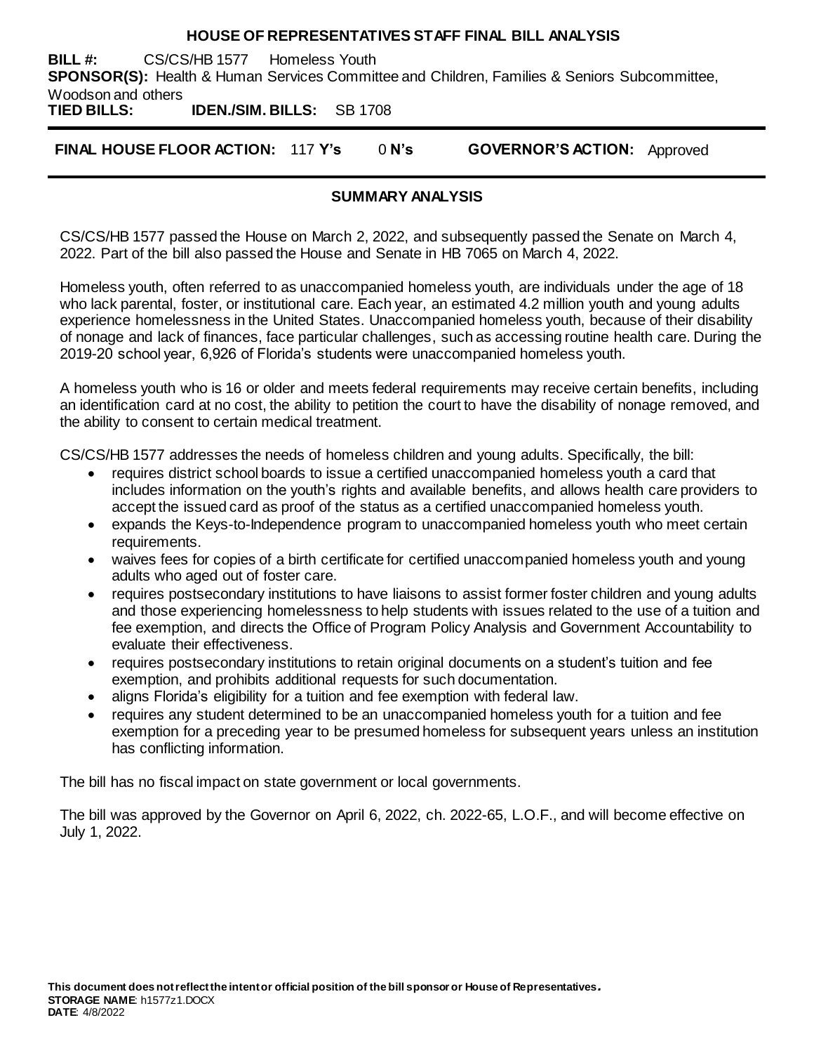# HOUSE OF REPRESENTATIVES STAFF FINAL BILL ANALYSIS

**BILL #:** CS/CS/HB 1577 Homeless Youth
**SPONSOR(S):** Health & Human Services Committee and Children, Families & Seniors Subcommittee, Woodson and others
**TIED BILLS:** **IDEN./SIM. BILLS:** SB 1708

**FINAL HOUSE FLOOR ACTION:** 117 **Y's** 0 **N's** **GOVERNOR'S ACTION:** Approved

## SUMMARY ANALYSIS

CS/CS/HB 1577 passed the House on March 2, 2022, and subsequently passed the Senate on March 4, 2022. Part of the bill also passed the House and Senate in HB 7065 on March 4, 2022.

Homeless youth, often referred to as unaccompanied homeless youth, are individuals under the age of 18 who lack parental, foster, or institutional care. Each year, an estimated 4.2 million youth and young adults experience homelessness in the United States. Unaccompanied homeless youth, because of their disability of nonage and lack of finances, face particular challenges, such as accessing routine health care. During the 2019-20 school year, 6,926 of Florida's students were unaccompanied homeless youth.

A homeless youth who is 16 or older and meets federal requirements may receive certain benefits, including an identification card at no cost, the ability to petition the court to have the disability of nonage removed, and the ability to consent to certain medical treatment.

CS/CS/HB 1577 addresses the needs of homeless children and young adults. Specifically, the bill:

- requires district school boards to issue a certified unaccompanied homeless youth a card that includes information on the youth's rights and available benefits, and allows health care providers to accept the issued card as proof of the status as a certified unaccompanied homeless youth.
- expands the Keys-to-Independence program to unaccompanied homeless youth who meet certain requirements.
- waives fees for copies of a birth certificate for certified unaccompanied homeless youth and young adults who aged out of foster care.
- requires postsecondary institutions to have liaisons to assist former foster children and young adults and those experiencing homelessness to help students with issues related to the use of a tuition and fee exemption, and directs the Office of Program Policy Analysis and Government Accountability to evaluate their effectiveness.
- requires postsecondary institutions to retain original documents on a student's tuition and fee exemption, and prohibits additional requests for such documentation.
- aligns Florida's eligibility for a tuition and fee exemption with federal law.
- requires any student determined to be an unaccompanied homeless youth for a tuition and fee exemption for a preceding year to be presumed homeless for subsequent years unless an institution has conflicting information.

The bill has no fiscal impact on state government or local governments.

The bill was approved by the Governor on April 6, 2022, ch. 2022-65, L.O.F., and will become effective on July 1, 2022.

**This document does not reflect the intent or official position of the bill sponsor or House of Representatives.**
**STORAGE NAME**: h1577z1.DOCX
**DATE**: 4/8/2022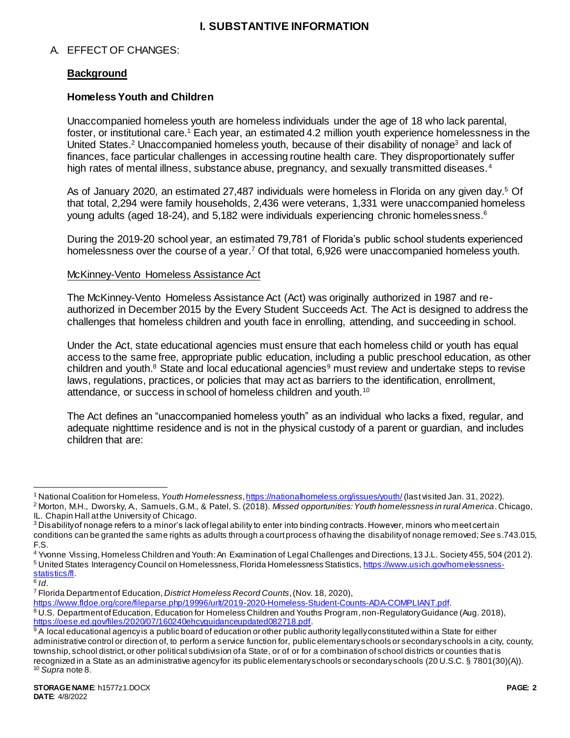# I. SUBSTANTIVE INFORMATION

A. EFFECT OF CHANGES:

**Background**

**Homeless Youth and Children**

Unaccompanied homeless youth are homeless individuals under the age of 18 who lack parental, foster, or institutional care.[1] Each year, an estimated 4.2 million youth experience homelessness in the United States.[2] Unaccompanied homeless youth, because of their disability of nonage[3] and lack of finances, face particular challenges in accessing routine health care. They disproportionately suffer high rates of mental illness, substance abuse, pregnancy, and sexually transmitted diseases.[4]

As of January 2020, an estimated 27,487 individuals were homeless in Florida on any given day.[5] Of that total, 2,294 were family households, 2,436 were veterans, 1,331 were unaccompanied homeless young adults (aged 18-24), and 5,182 were individuals experiencing chronic homelessness.[6]

During the 2019-20 school year, an estimated 79,781 of Florida's public school students experienced homelessness over the course of a year.[7] Of that total, 6,926 were unaccompanied homeless youth.

McKinney-Vento Homeless Assistance Act

The McKinney-Vento Homeless Assistance Act (Act) was originally authorized in 1987 and re-authorized in December 2015 by the Every Student Succeeds Act. The Act is designed to address the challenges that homeless children and youth face in enrolling, attending, and succeeding in school.

Under the Act, state educational agencies must ensure that each homeless child or youth has equal access to the same free, appropriate public education, including a public preschool education, as other children and youth.[8] State and local educational agencies[9] must review and undertake steps to revise laws, regulations, practices, or policies that may act as barriers to the identification, enrollment, attendance, or success in school of homeless children and youth.[10]

The Act defines an "unaccompanied homeless youth" as an individual who lacks a fixed, regular, and adequate nighttime residence and is not in the physical custody of a parent or guardian, and includes children that are:

---

[1] National Coalition for Homeless, *Youth Homelessness*, https://nationalhomeless.org/issues/youth/ (last visited Jan. 31, 2022).

[2] Morton, M.H., Dworsky, A., Samuels, G.M., & Patel, S. (2018). *Missed opportunities: Youth homelessness in rural America*. Chicago, IL. Chapin Hall at the University of Chicago.

[3] Disability of nonage refers to a minor's lack of legal ability to enter into binding contracts. However, minors who meet certain conditions can be granted the same rights as adults through a court process of having the disability of nonage removed; *See* s.743.015, F.S.

[4] Yvonne Vissing, Homeless Children and Youth: An Examination of Legal Challenges and Directions, 13 J.L. Society 455, 504 (2012).

[5] United States Interagency Council on Homelessness, Florida Homelessness Statistics, https://www.usich.gov/homelessness-statistics/fl.

[6] *Id*.

[7] Florida Department of Education, *District Homeless Record Counts*, (Nov. 18, 2020), https://www.fldoe.org/core/fileparse.php/19996/urlt/2019-2020-Homeless-Student-Counts-ADA-COMPLIANT.pdf.

[8] U.S. Department of Education, Education for Homeless Children and Youths Program, non-Regulatory Guidance (Aug. 2018), https://oese.ed.gov/files/2020/07/160240ehcyguidanceupdated082718.pdf.

[9] A local educational agency is a public board of education or other public authority legally constituted within a State for either administrative control or direction of, to perform a service function for, public elementary schools or secondary schools in a city, county, township, school district, or other political subdivision of a State, or of or for a combination of school districts or counties that is recognized in a State as an administrative agency for its public elementary schools or secondary schools (20 U.S.C. § 7801(30)(A)).

[10] *Supra* note 8.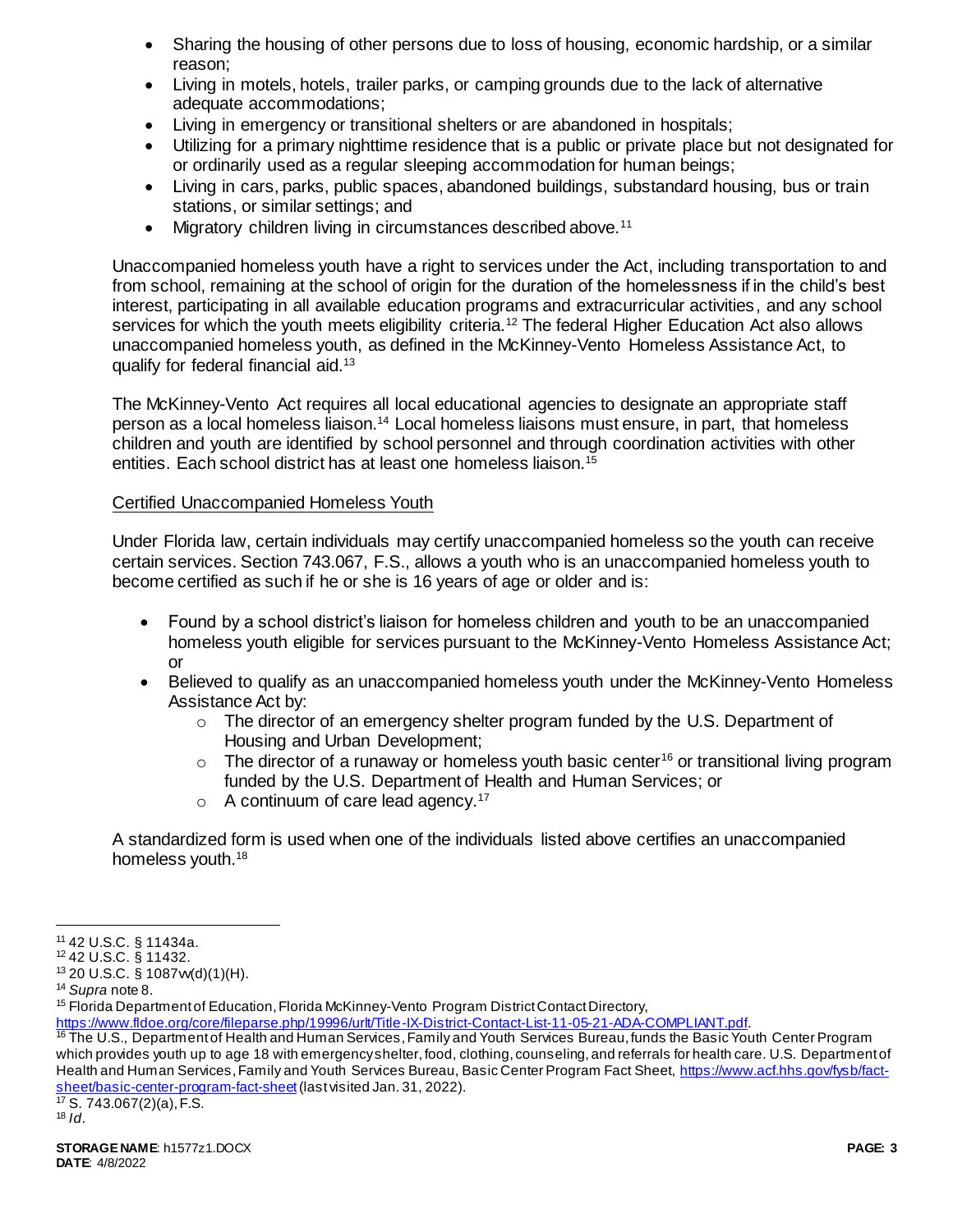- Sharing the housing of other persons due to loss of housing, economic hardship, or a similar reason;
- Living in motels, hotels, trailer parks, or camping grounds due to the lack of alternative adequate accommodations;
- Living in emergency or transitional shelters or are abandoned in hospitals;
- Utilizing for a primary nighttime residence that is a public or private place but not designated for or ordinarily used as a regular sleeping accommodation for human beings;
- Living in cars, parks, public spaces, abandoned buildings, substandard housing, bus or train stations, or similar settings; and
- Migratory children living in circumstances described above.[11]

Unaccompanied homeless youth have a right to services under the Act, including transportation to and from school, remaining at the school of origin for the duration of the homelessness if in the child's best interest, participating in all available education programs and extracurricular activities, and any school services for which the youth meets eligibility criteria.[12] The federal Higher Education Act also allows unaccompanied homeless youth, as defined in the McKinney-Vento Homeless Assistance Act, to qualify for federal financial aid.[13]

The McKinney-Vento Act requires all local educational agencies to designate an appropriate staff person as a local homeless liaison.[14] Local homeless liaisons must ensure, in part, that homeless children and youth are identified by school personnel and through coordination activities with other entities. Each school district has at least one homeless liaison.[15]

Certified Unaccompanied Homeless Youth

Under Florida law, certain individuals may certify unaccompanied homeless so the youth can receive certain services. Section 743.067, F.S., allows a youth who is an unaccompanied homeless youth to become certified as such if he or she is 16 years of age or older and is:

- Found by a school district's liaison for homeless children and youth to be an unaccompanied homeless youth eligible for services pursuant to the McKinney-Vento Homeless Assistance Act; or
- Believed to qualify as an unaccompanied homeless youth under the McKinney-Vento Homeless Assistance Act by:
  - The director of an emergency shelter program funded by the U.S. Department of Housing and Urban Development;
  - The director of a runaway or homeless youth basic center[16] or transitional living program funded by the U.S. Department of Health and Human Services; or
  - A continuum of care lead agency.[17]

A standardized form is used when one of the individuals listed above certifies an unaccompanied homeless youth.[18]

---

[11] 42 U.S.C. § 11434a.
[12] 42 U.S.C. § 11432.
[13] 20 U.S.C. § 1087vv(d)(1)(H).
[14] *Supra* note 8.
[15] Florida Department of Education, Florida McKinney-Vento Program District Contact Directory, https://www.fldoe.org/core/fileparse.php/19996/urlt/Title-IX-District-Contact-List-11-05-21-ADA-COMPLIANT.pdf.
[16] The U.S., Department of Health and Human Services, Family and Youth Services Bureau, funds the Basic Youth Center Program which provides youth up to age 18 with emergency shelter, food, clothing, counseling, and referrals for health care. U.S. Department of Health and Human Services, Family and Youth Services Bureau, Basic Center Program Fact Sheet, https://www.acf.hhs.gov/fysb/fact-sheet/basic-center-program-fact-sheet (last visited Jan. 31, 2022).
[17] S. 743.067(2)(a), F.S.
[18] *Id*.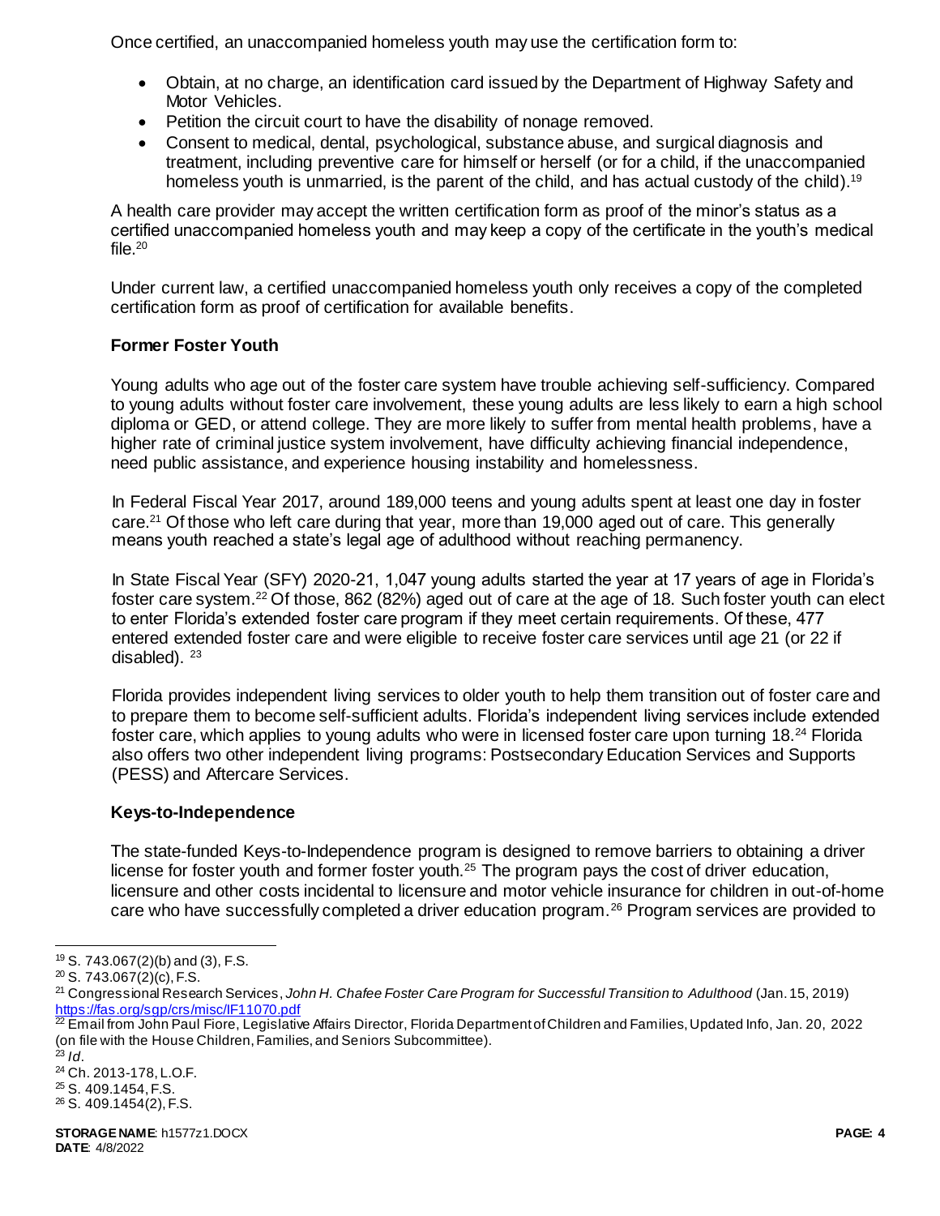Once certified, an unaccompanied homeless youth may use the certification form to:

- Obtain, at no charge, an identification card issued by the Department of Highway Safety and Motor Vehicles.
- Petition the circuit court to have the disability of nonage removed.
- Consent to medical, dental, psychological, substance abuse, and surgical diagnosis and treatment, including preventive care for himself or herself (or for a child, if the unaccompanied homeless youth is unmarried, is the parent of the child, and has actual custody of the child).[19]

A health care provider may accept the written certification form as proof of the minor's status as a certified unaccompanied homeless youth and may keep a copy of the certificate in the youth's medical file.[20]

Under current law, a certified unaccompanied homeless youth only receives a copy of the completed certification form as proof of certification for available benefits.

### Former Foster Youth

Young adults who age out of the foster care system have trouble achieving self-sufficiency. Compared to young adults without foster care involvement, these young adults are less likely to earn a high school diploma or GED, or attend college. They are more likely to suffer from mental health problems, have a higher rate of criminal justice system involvement, have difficulty achieving financial independence, need public assistance, and experience housing instability and homelessness.

In Federal Fiscal Year 2017, around 189,000 teens and young adults spent at least one day in foster care.[21] Of those who left care during that year, more than 19,000 aged out of care. This generally means youth reached a state's legal age of adulthood without reaching permanency.

In State Fiscal Year (SFY) 2020-21, 1,047 young adults started the year at 17 years of age in Florida's foster care system.[22] Of those, 862 (82%) aged out of care at the age of 18. Such foster youth can elect to enter Florida's extended foster care program if they meet certain requirements. Of these, 477 entered extended foster care and were eligible to receive foster care services until age 21 (or 22 if disabled). [23]

Florida provides independent living services to older youth to help them transition out of foster care and to prepare them to become self-sufficient adults. Florida's independent living services include extended foster care, which applies to young adults who were in licensed foster care upon turning 18.[24] Florida also offers two other independent living programs: Postsecondary Education Services and Supports (PESS) and Aftercare Services.

### Keys-to-Independence

The state-funded Keys-to-Independence program is designed to remove barriers to obtaining a driver license for foster youth and former foster youth.[25] The program pays the cost of driver education, licensure and other costs incidental to licensure and motor vehicle insurance for children in out-of-home care who have successfully completed a driver education program.[26] Program services are provided to

---

[19] S. 743.067(2)(b) and (3), F.S.

[20] S. 743.067(2)(c), F.S.

[21] Congressional Research Services, *John H. Chafee Foster Care Program for Successful Transition to Adulthood* (Jan. 15, 2019) https://fas.org/sgp/crs/misc/IF11070.pdf

[22] Email from John Paul Fiore, Legislative Affairs Director, Florida Department of Children and Families, Updated Info, Jan. 20, 2022 (on file with the House Children, Families, and Seniors Subcommittee).

[23] *Id*.

[24] Ch. 2013-178, L.O.F.

[25] S. 409.1454, F.S.

[26] S. 409.1454(2), F.S.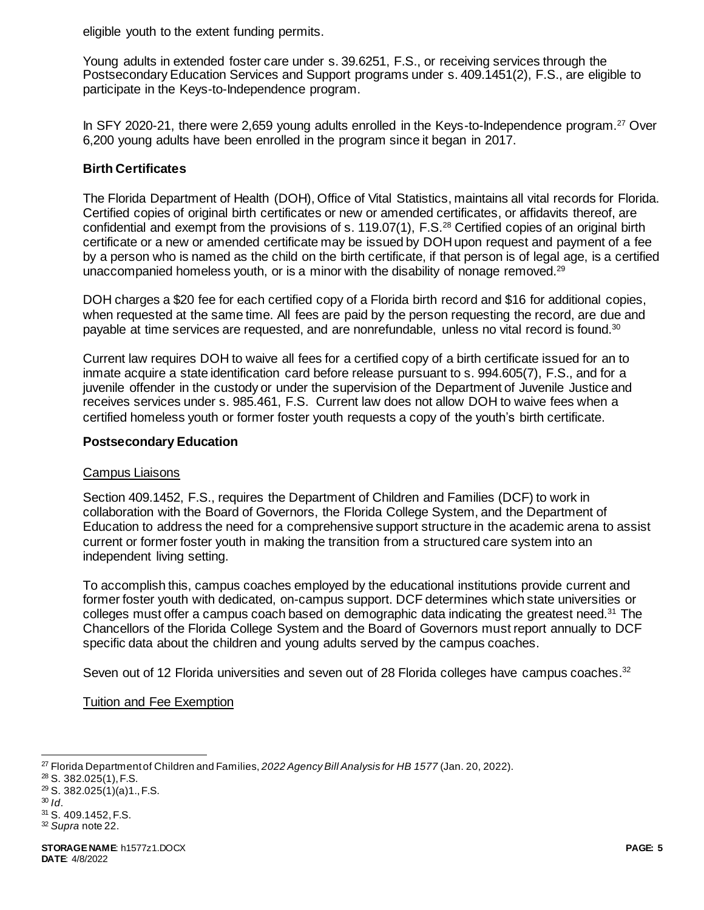eligible youth to the extent funding permits.

Young adults in extended foster care under s. 39.6251, F.S., or receiving services through the Postsecondary Education Services and Support programs under s. 409.1451(2), F.S., are eligible to participate in the Keys-to-Independence program.

In SFY 2020-21, there were 2,659 young adults enrolled in the Keys-to-Independence program.[27] Over 6,200 young adults have been enrolled in the program since it began in 2017.

### Birth Certificates

The Florida Department of Health (DOH), Office of Vital Statistics, maintains all vital records for Florida. Certified copies of original birth certificates or new or amended certificates, or affidavits thereof, are confidential and exempt from the provisions of s. 119.07(1), F.S.[28] Certified copies of an original birth certificate or a new or amended certificate may be issued by DOH upon request and payment of a fee by a person who is named as the child on the birth certificate, if that person is of legal age, is a certified unaccompanied homeless youth, or is a minor with the disability of nonage removed.[29]

DOH charges a $20 fee for each certified copy of a Florida birth record and $16 for additional copies, when requested at the same time. All fees are paid by the person requesting the record, are due and payable at time services are requested, and are nonrefundable, unless no vital record is found.[30]

Current law requires DOH to waive all fees for a certified copy of a birth certificate issued for an to inmate acquire a state identification card before release pursuant to s. 994.605(7), F.S., and for a juvenile offender in the custody or under the supervision of the Department of Juvenile Justice and receives services under s. 985.461, F.S. Current law does not allow DOH to waive fees when a certified homeless youth or former foster youth requests a copy of the youth's birth certificate.

### Postsecondary Education

Campus Liaisons

Section 409.1452, F.S., requires the Department of Children and Families (DCF) to work in collaboration with the Board of Governors, the Florida College System, and the Department of Education to address the need for a comprehensive support structure in the academic arena to assist current or former foster youth in making the transition from a structured care system into an independent living setting.

To accomplish this, campus coaches employed by the educational institutions provide current and former foster youth with dedicated, on-campus support. DCF determines which state universities or colleges must offer a campus coach based on demographic data indicating the greatest need.[31] The Chancellors of the Florida College System and the Board of Governors must report annually to DCF specific data about the children and young adults served by the campus coaches.

Seven out of 12 Florida universities and seven out of 28 Florida colleges have campus coaches.[32]

Tuition and Fee Exemption

---

[27] Florida Department of Children and Families, *2022 Agency Bill Analysis for HB 1577* (Jan. 20, 2022).
[28] S. 382.025(1), F.S.
[29] S. 382.025(1)(a)1., F.S.
[30] *Id*.
[31] S. 409.1452, F.S.
[32] *Supra* note 22.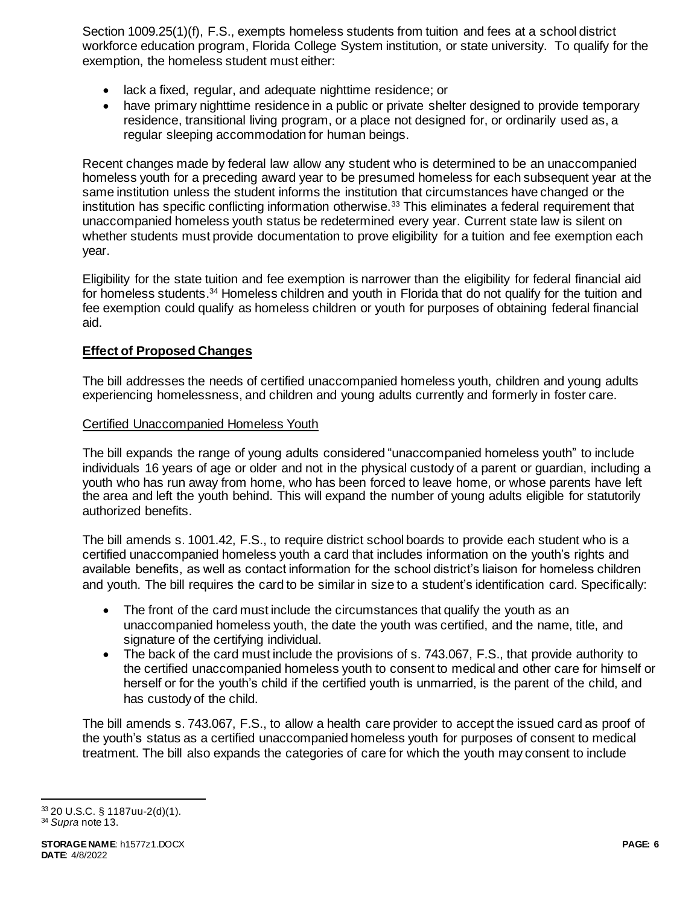Section 1009.25(1)(f), F.S., exempts homeless students from tuition and fees at a school district workforce education program, Florida College System institution, or state university. To qualify for the exemption, the homeless student must either:

- lack a fixed, regular, and adequate nighttime residence; or
- have primary nighttime residence in a public or private shelter designed to provide temporary residence, transitional living program, or a place not designed for, or ordinarily used as, a regular sleeping accommodation for human beings.

Recent changes made by federal law allow any student who is determined to be an unaccompanied homeless youth for a preceding award year to be presumed homeless for each subsequent year at the same institution unless the student informs the institution that circumstances have changed or the institution has specific conflicting information otherwise.[33] This eliminates a federal requirement that unaccompanied homeless youth status be redetermined every year. Current state law is silent on whether students must provide documentation to prove eligibility for a tuition and fee exemption each year.

Eligibility for the state tuition and fee exemption is narrower than the eligibility for federal financial aid for homeless students.[34] Homeless children and youth in Florida that do not qualify for the tuition and fee exemption could qualify as homeless children or youth for purposes of obtaining federal financial aid.

## Effect of Proposed Changes

The bill addresses the needs of certified unaccompanied homeless youth, children and young adults experiencing homelessness, and children and young adults currently and formerly in foster care.

### Certified Unaccompanied Homeless Youth

The bill expands the range of young adults considered "unaccompanied homeless youth" to include individuals 16 years of age or older and not in the physical custody of a parent or guardian, including a youth who has run away from home, who has been forced to leave home, or whose parents have left the area and left the youth behind. This will expand the number of young adults eligible for statutorily authorized benefits.

The bill amends s. 1001.42, F.S., to require district school boards to provide each student who is a certified unaccompanied homeless youth a card that includes information on the youth's rights and available benefits, as well as contact information for the school district's liaison for homeless children and youth. The bill requires the card to be similar in size to a student's identification card. Specifically:

- The front of the card must include the circumstances that qualify the youth as an unaccompanied homeless youth, the date the youth was certified, and the name, title, and signature of the certifying individual.
- The back of the card must include the provisions of s. 743.067, F.S., that provide authority to the certified unaccompanied homeless youth to consent to medical and other care for himself or herself or for the youth's child if the certified youth is unmarried, is the parent of the child, and has custody of the child.

The bill amends s. 743.067, F.S., to allow a health care provider to accept the issued card as proof of the youth's status as a certified unaccompanied homeless youth for purposes of consent to medical treatment. The bill also expands the categories of care for which the youth may consent to include

[33] 20 U.S.C. § 1187uu-2(d)(1).

[34] *Supra* note 13.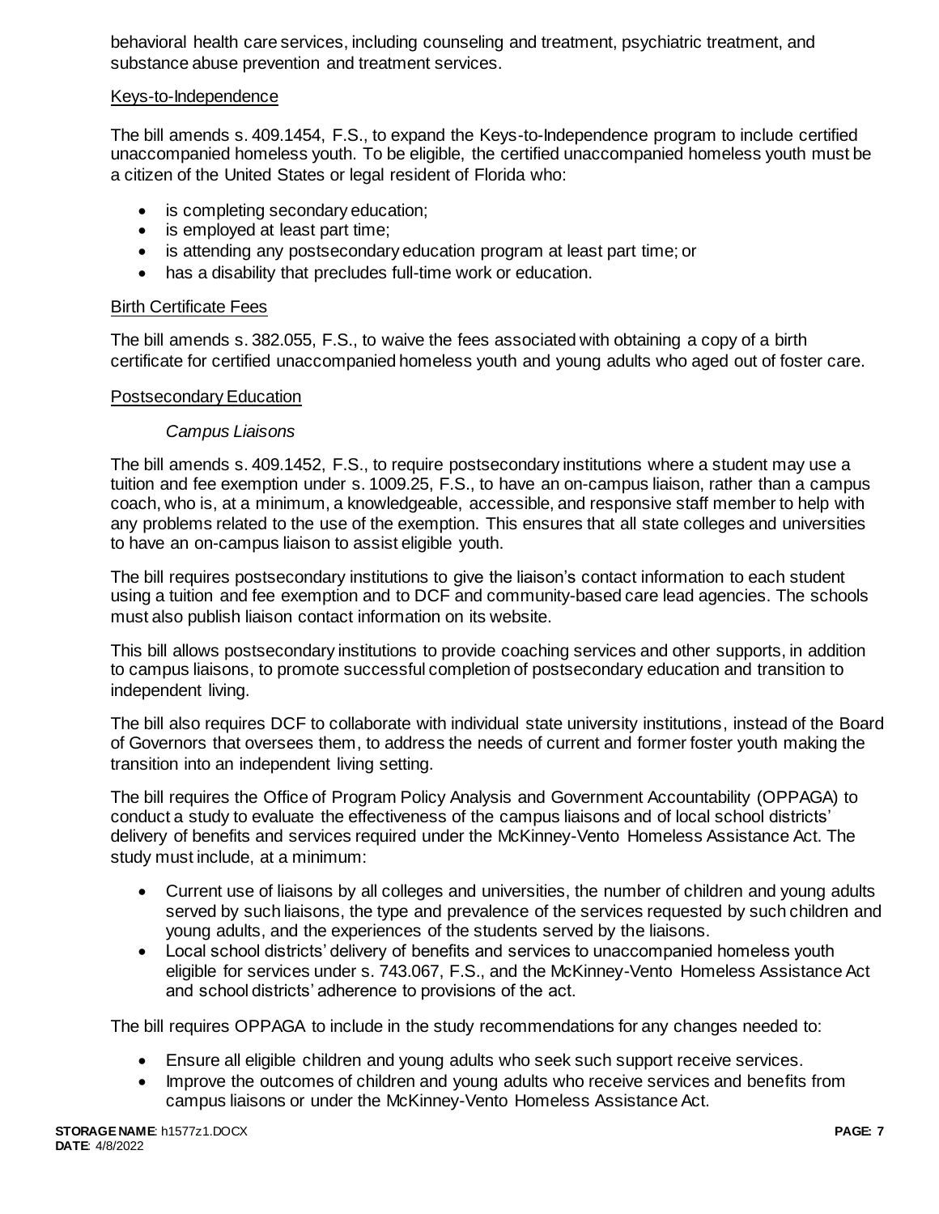behavioral health care services, including counseling and treatment, psychiatric treatment, and substance abuse prevention and treatment services.

### Keys-to-Independence

The bill amends s. 409.1454, F.S., to expand the Keys-to-Independence program to include certified unaccompanied homeless youth. To be eligible, the certified unaccompanied homeless youth must be a citizen of the United States or legal resident of Florida who:

- is completing secondary education;
- is employed at least part time;
- is attending any postsecondary education program at least part time; or
- has a disability that precludes full-time work or education.

### Birth Certificate Fees

The bill amends s. 382.055, F.S., to waive the fees associated with obtaining a copy of a birth certificate for certified unaccompanied homeless youth and young adults who aged out of foster care.

### Postsecondary Education

#### *Campus Liaisons*

The bill amends s. 409.1452, F.S., to require postsecondary institutions where a student may use a tuition and fee exemption under s. 1009.25, F.S., to have an on-campus liaison, rather than a campus coach, who is, at a minimum, a knowledgeable, accessible, and responsive staff member to help with any problems related to the use of the exemption. This ensures that all state colleges and universities to have an on-campus liaison to assist eligible youth.

The bill requires postsecondary institutions to give the liaison's contact information to each student using a tuition and fee exemption and to DCF and community-based care lead agencies. The schools must also publish liaison contact information on its website.

This bill allows postsecondary institutions to provide coaching services and other supports, in addition to campus liaisons, to promote successful completion of postsecondary education and transition to independent living.

The bill also requires DCF to collaborate with individual state university institutions, instead of the Board of Governors that oversees them, to address the needs of current and former foster youth making the transition into an independent living setting.

The bill requires the Office of Program Policy Analysis and Government Accountability (OPPAGA) to conduct a study to evaluate the effectiveness of the campus liaisons and of local school districts' delivery of benefits and services required under the McKinney-Vento Homeless Assistance Act. The study must include, at a minimum:

- Current use of liaisons by all colleges and universities, the number of children and young adults served by such liaisons, the type and prevalence of the services requested by such children and young adults, and the experiences of the students served by the liaisons.
- Local school districts' delivery of benefits and services to unaccompanied homeless youth eligible for services under s. 743.067, F.S., and the McKinney-Vento Homeless Assistance Act and school districts' adherence to provisions of the act.

The bill requires OPPAGA to include in the study recommendations for any changes needed to:

- Ensure all eligible children and young adults who seek such support receive services.
- Improve the outcomes of children and young adults who receive services and benefits from campus liaisons or under the McKinney-Vento Homeless Assistance Act.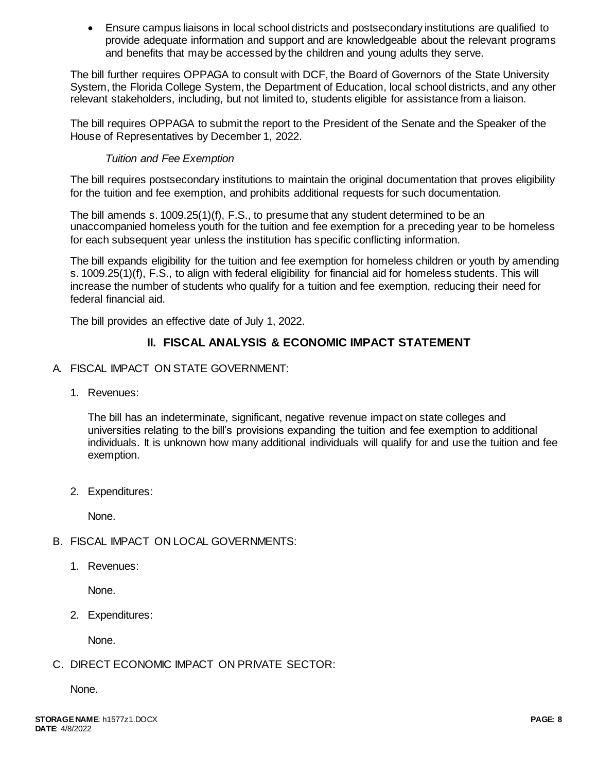- Ensure campus liaisons in local school districts and postsecondary institutions are qualified to provide adequate information and support and are knowledgeable about the relevant programs and benefits that may be accessed by the children and young adults they serve.

The bill further requires OPPAGA to consult with DCF, the Board of Governors of the State University System, the Florida College System, the Department of Education, local school districts, and any other relevant stakeholders, including, but not limited to, students eligible for assistance from a liaison.

The bill requires OPPAGA to submit the report to the President of the Senate and the Speaker of the House of Representatives by December 1, 2022.

*Tuition and Fee Exemption*

The bill requires postsecondary institutions to maintain the original documentation that proves eligibility for the tuition and fee exemption, and prohibits additional requests for such documentation.

The bill amends s. 1009.25(1)(f), F.S., to presume that any student determined to be an unaccompanied homeless youth for the tuition and fee exemption for a preceding year to be homeless for each subsequent year unless the institution has specific conflicting information.

The bill expands eligibility for the tuition and fee exemption for homeless children or youth by amending s. 1009.25(1)(f), F.S., to align with federal eligibility for financial aid for homeless students. This will increase the number of students who qualify for a tuition and fee exemption, reducing their need for federal financial aid.

The bill provides an effective date of July 1, 2022.

## II. FISCAL ANALYSIS & ECONOMIC IMPACT STATEMENT

A. FISCAL IMPACT ON STATE GOVERNMENT:

1. Revenues:

   The bill has an indeterminate, significant, negative revenue impact on state colleges and universities relating to the bill's provisions expanding the tuition and fee exemption to additional individuals. It is unknown how many additional individuals will qualify for and use the tuition and fee exemption.

2. Expenditures:

   None.

B. FISCAL IMPACT ON LOCAL GOVERNMENTS:

1. Revenues:

   None.

2. Expenditures:

   None.

C. DIRECT ECONOMIC IMPACT ON PRIVATE SECTOR:

   None.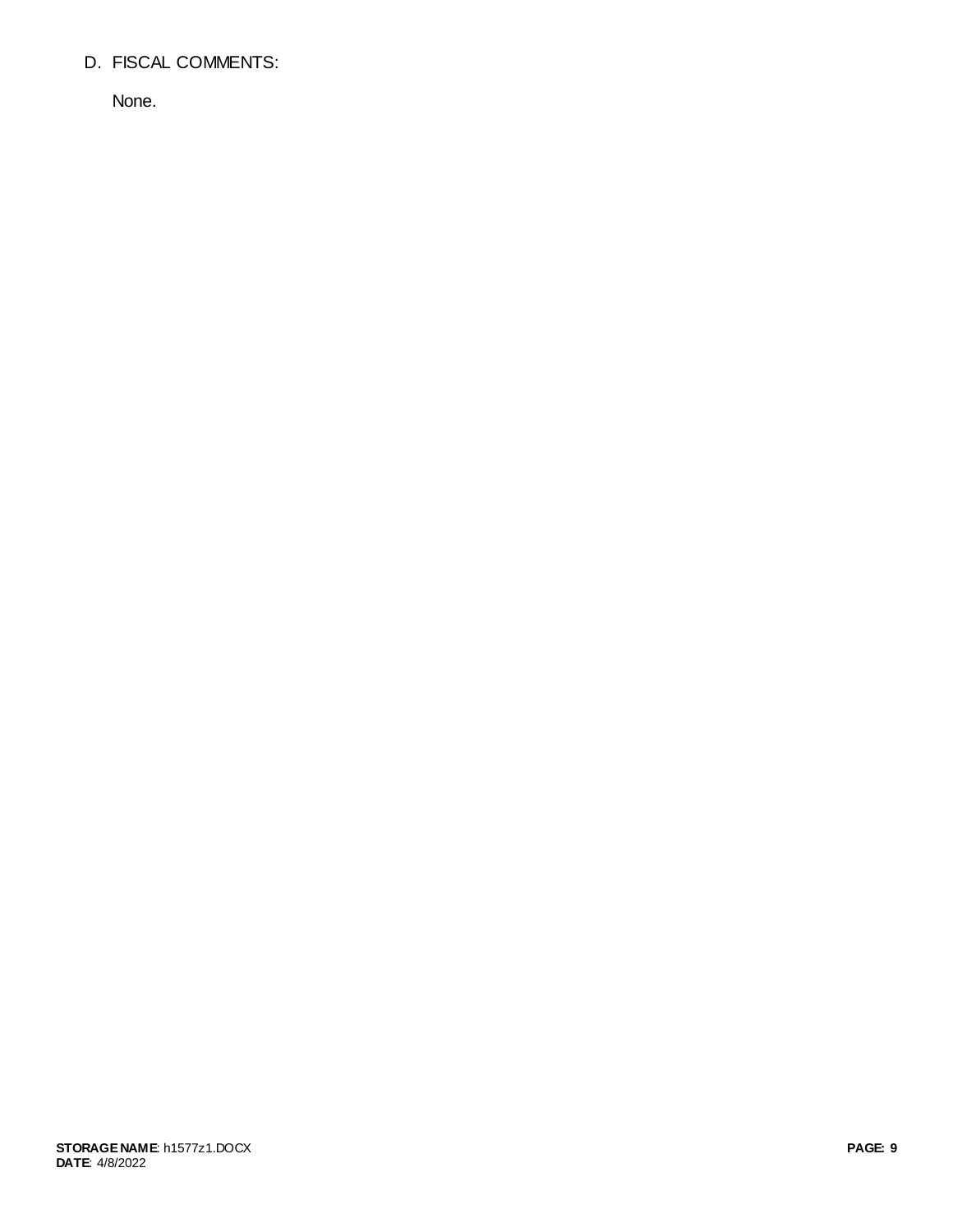D. FISCAL COMMENTS:

None.